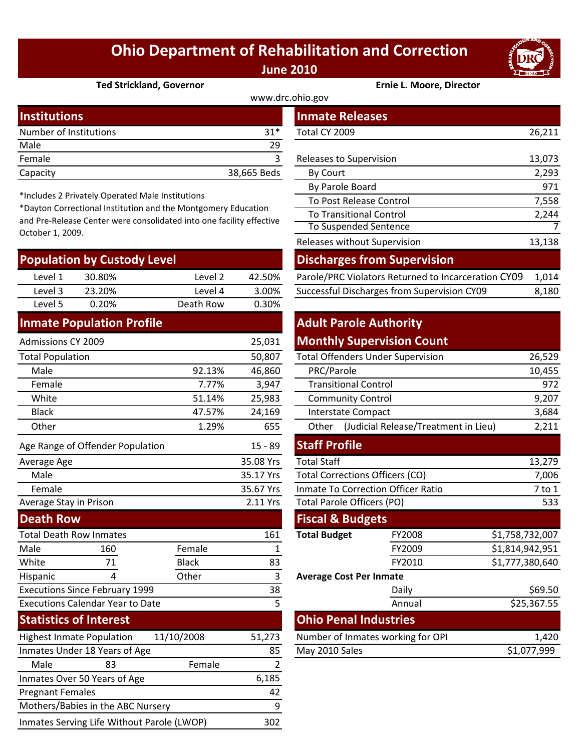# Ohio Department of Rehabilitation and Correction

**June 2010**

**Ted Strickland, Governor** **Ernie L. Moore, Director**

www.drc.ohio.gov

## Institutions

| | |
|---|---|
| Number of Institutions | 31* |
| Male | 29 |
| Female | 3 |
| Capacity | 38,665 Beds |

*Includes 2 Privately Operated Male Institutions

*Dayton Correctional Institution and the Montgomery Education and Pre-Release Center were consolidated into one facility effective October 1, 2009.

## Population by Custody Level

| | | | |
|---|---|---|---|
| Level 1 | 30.80% | Level 2 | 42.50% |
| Level 3 | 23.20% | Level 4 | 3.00% |
| Level 5 | 0.20% | Death Row | 0.30% |

## Inmate Population Profile

| | | |
|---|---|---|
| Admissions CY 2009 | | 25,031 |
| Total Population | | 50,807 |
| Male | 92.13% | 46,860 |
| Female | 7.77% | 3,947 |
| White | 51.14% | 25,983 |
| Black | 47.57% | 24,169 |
| Other | 1.29% | 655 |
| Age Range of Offender Population | | 15 - 89 |
| Average Age | | 35.08 Yrs |
| Male | | 35.17 Yrs |
| Female | | 35.67 Yrs |
| Average Stay in Prison | | 2.11 Yrs |

## Death Row

| | | | |
|---|---|---|---|
| Total Death Row Inmates | | | 161 |
| Male | 160 | Female | 1 |
| White | 71 | Black | 83 |
| Hispanic | 4 | Other | 3 |
| Executions Since February 1999 | | | 38 |
| Executions Calendar Year to Date | | | 5 |

## Statistics of Interest

| | | | |
|---|---|---|---|
| Highest Inmate Population | 11/10/2008 | | 51,273 |
| Inmates Under 18 Years of Age | | | 85 |
| Male | 83 | Female | 2 |
| Inmates Over 50 Years of Age | | | 6,185 |
| Pregnant Females | | | 42 |
| Mothers/Babies in the ABC Nursery | | | 9 |
| Inmates Serving Life Without Parole (LWOP) | | | 302 |

## Inmate Releases

| | |
|---|---|
| Total CY 2009 | 26,211 |
| Releases to Supervision | 13,073 |
| By Court | 2,293 |
| By Parole Board | 971 |
| To Post Release Control | 7,558 |
| To Transitional Control | 2,244 |
| To Suspended Sentence | 7 |
| Releases without Supervision | 13,138 |

## Discharges from Supervision

| | |
|---|---|
| Parole/PRC Violators Returned to Incarceration CY09 | 1,014 |
| Successful Discharges from Supervision CY09 | 8,180 |

## Adult Parole Authority Monthly Supervision Count

| | |
|---|---|
| Total Offenders Under Supervision | 26,529 |
| PRC/Parole | 10,455 |
| Transitional Control | 972 |
| Community Control | 9,207 |
| Interstate Compact | 3,684 |
| Other (Judicial Release/Treatment in Lieu) | 2,211 |

## Staff Profile

| | |
|---|---|
| Total Staff | 13,279 |
| Total Corrections Officers (CO) | 7,006 |
| Inmate To Correction Officer Ratio | 7 to 1 |
| Total Parole Officers (PO) | 533 |

## Fiscal & Budgets

| | | |
|---|---|---|
| **Total Budget** | FY2008 | $1,758,732,007 |
| | FY2009 | $1,814,942,951 |
| | FY2010 | $1,777,380,640 |
| **Average Cost Per Inmate** | | |
| | Daily | $69.50 |
| | Annual | $25,367.55 |

## Ohio Penal Industries

| | |
|---|---|
| Number of Inmates working for OPI | 1,420 |
| May 2010 Sales | $1,077,999 |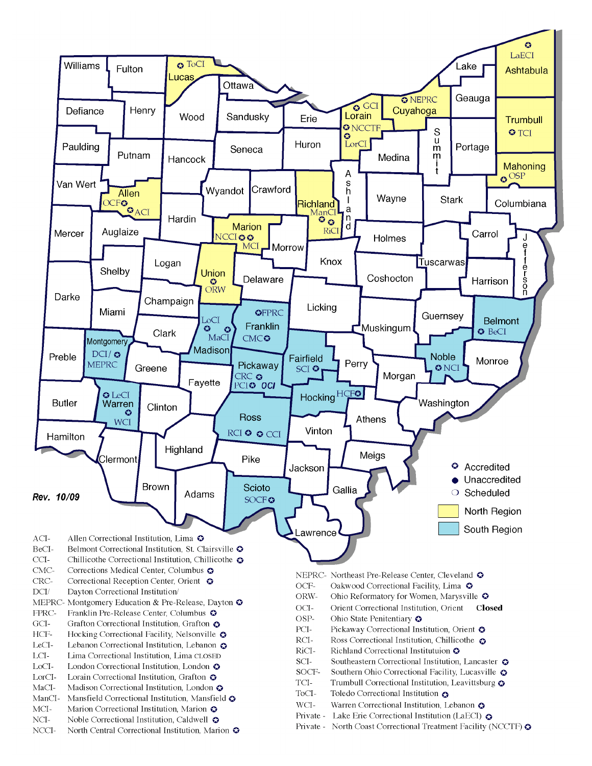Rev. 10/09

- Accredited
- Unaccredited
- Scheduled
- North Region
- South Region

ACI- Allen Correctional Institution, Lima
BeCI- Belmont Correctional Institution, St. Clairsville
CCI- Chillicothe Correctional Institution, Chillicothe
CMC- Corrections Medical Center, Columbus
CRC- Correctional Reception Center, Orient
DCI/ Dayton Correctional Institution/
MEPRC- Montgomery Education & Pre-Release, Dayton
FPRC- Franklin Pre-Release Center, Columbus
GCI- Grafton Correctional Institution, Grafton
HCF- Hocking Correctional Facility, Nelsonville
LeCI- Lebanon Correctional Institution, Lebanon
LCI- Lima Correctional Institution, Lima CLOSED
LoCI- London Correctional Institution, London
LorCI- Lorain Correctional Institution, Grafton
MaCI- Madison Correctional Institution, London
ManCI- Mansfield Correctional Institution, Mansfield
MCI- Marion Correctional Institution, Marion
NCI- Noble Correctional Institution, Caldwell
NCCI- North Central Correctional Institution, Marion

NEPRC- Northeast Pre-Release Center, Cleveland
OCF- Oakwood Correctional Facility, Lima
ORW- Ohio Reformatory for Women, Marysville
OCI- Orient Correctional Institution, Orient **Closed**
OSP- Ohio State Penitentiary
PCI- Pickaway Correctional Institution, Orient
RCI- Ross Correctional Institution, Chillicothe
RiCI- Richland Correctional Institutuion
SCI- Southeastern Correctional Institution, Lancaster
SOCF- Southern Ohio Correctional Facility, Lucasville
TCI- Trumbull Correctional Institution, Leavittsburg
ToCI- Toledo Correctional Institution
WCI- Warren Correctional Institution, Lebanon
Private - Lake Erie Correctional Institution (LaECI)
Private - North Coast Correctional Treatment Facility (NCCTF)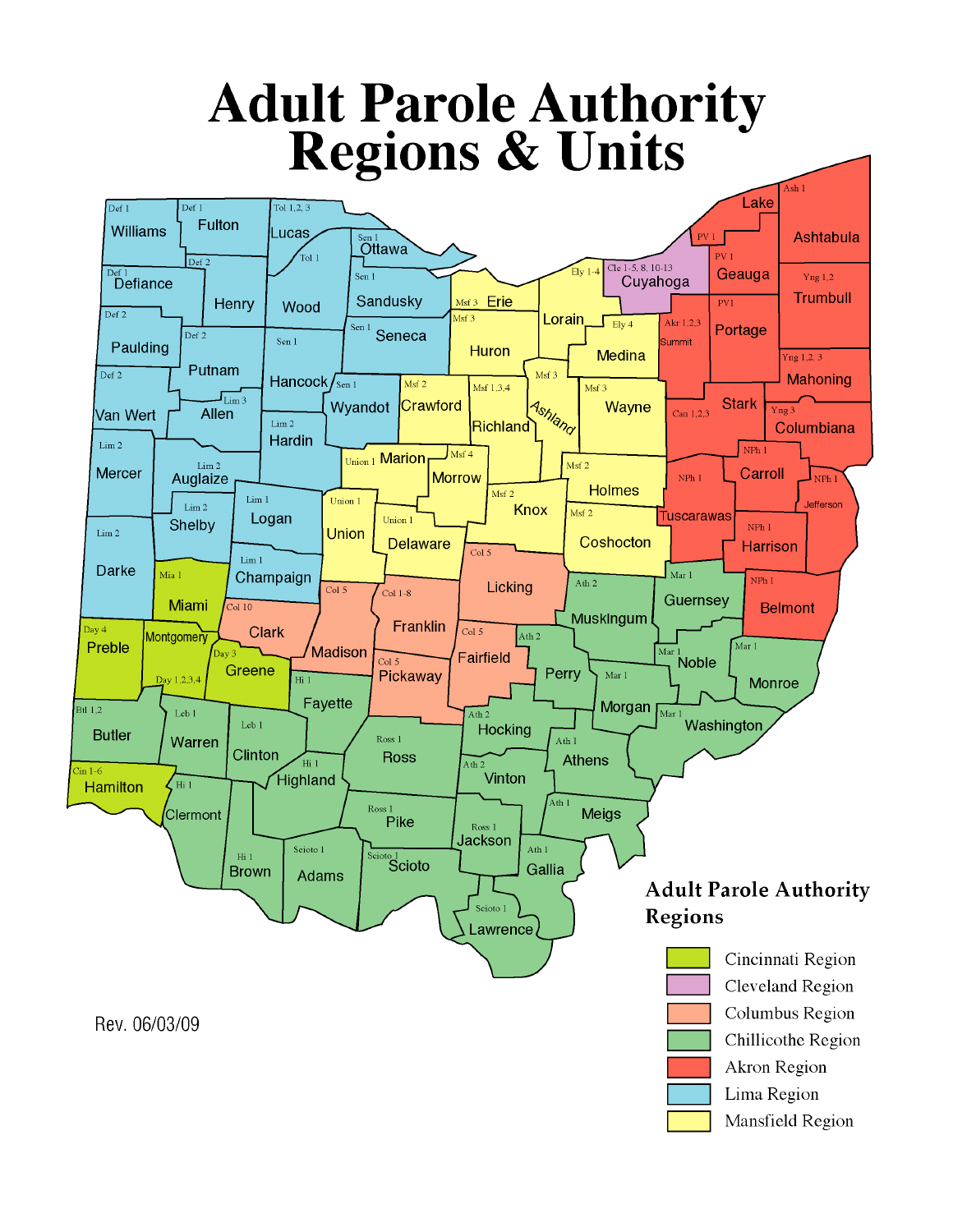# Adult Parole Authority Regions & Units

Def 1 Williams
Def 1 Fulton
Tol 1,2, 3 Lucas
Sen 1 Ottawa
Tol 1 Wood
Def 1 Defiance
Def 2 Henry
Sen 1 Sandusky
Msf 3 Erie
Ely 1-4 Lorain
Cle 1-5, 8, 10-13 Cuyahoga
Lake
Ash 1 Ashtabula
PV 1 Geauga
Yng 1,2 Trumbull
Def 2 Paulding
Def 2 Putnam
Sen 1 Seneca
Msf 3 Huron
Ely 4 Medina
Akr 1,2,3 Summit
PV1 Portage
Yng 1, 2, 3 Mahoning
Def 2 Van Wert
Lim 3 Allen
Sen 1 Hancock
Sen 1 Wyandot
Msf 2 Crawford
Msf 1,3,4 Richland
Msf 3 Ashland
Msf 3 Wayne
Can 1,2,3 Stark
Yng 3 Columbiana
Lim 2 Mercer
Lim 2 Auglaize
Lim 2 Hardin
Union 1 Marion
Msf 4 Morrow
Msf 2 Knox
Msf 2 Holmes
NPh 1 Tuscarawas
NPh 1 Carroll
NPh 1 Jefferson
Lim 2 Shelby
Lim 1 Logan
Union 1 Union
Union 1 Delaware
Col 5 Licking
Msf 2 Coshocton
NPh 1 Harrison
Lim 2 Darke
Mia 1 Miami
Lim 1 Champaign
Col 10 Clark
Col 5 Madison
Col 1-8 Franklin
Ath 2 Muskingum
Mar 1 Guernsey
NPh 1 Belmont
Day 4 Preble
Montgomery
Day 1,2,3,4
Day 3 Greene
Hi 1 Fayette
Col 5 Pickaway
Col 5 Fairfield
Ath 2 Perry
Mar 1 Morgan
Mar 1 Noble
Mar 1 Monroe
Btl 1,2 Butler
Leb 1 Warren
Leb 1 Clinton
Hi 1 Highland
Ross 1 Ross
Ath 2 Hocking
Ath 1 Athens
Mar 1 Washington
Cin 1-6 Hamilton
Hi 1 Clermont
Hi 1 Brown
Scioto 1 Adams
Ross 1 Pike
Ath 2 Vinton
Ross 1 Jackson
Ath 1 Meigs
Scioto 1 Scioto
Ath 1 Gallia
Scioto 1 Lawrence

Rev. 06/03/09

**Adult Parole Authority Regions**

- Cincinnati Region
- Cleveland Region
- Columbus Region
- Chillicothe Region
- Akron Region
- Lima Region
- Mansfield Region